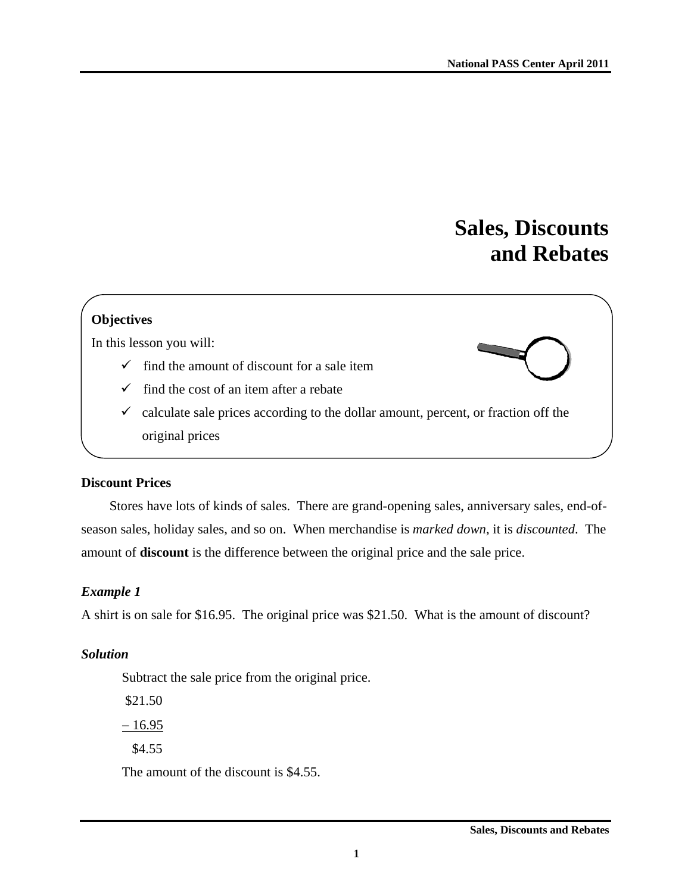# Sales, Discounts and Rebates

**Objectives**

In this lesson you will:

- ✓ find the amount of discount for a sale item
- ✓ find the cost of an item after a rebate
- ✓ calculate sale prices according to the dollar amount, percent, or fraction off the original prices

## Discount Prices

Stores have lots of kinds of sales. There are grand-opening sales, anniversary sales, end-of-season sales, holiday sales, and so on. When merchandise is *marked down*, it is *discounted*. The amount of **discount** is the difference between the original price and the sale price.

***Example 1***

A shirt is on sale for $16.95. The original price was $21.50. What is the amount of discount?

***Solution***

Subtract the sale price from the original price.

```
 $21.50
– 16.95
  $4.55
```

The amount of the discount is $4.55.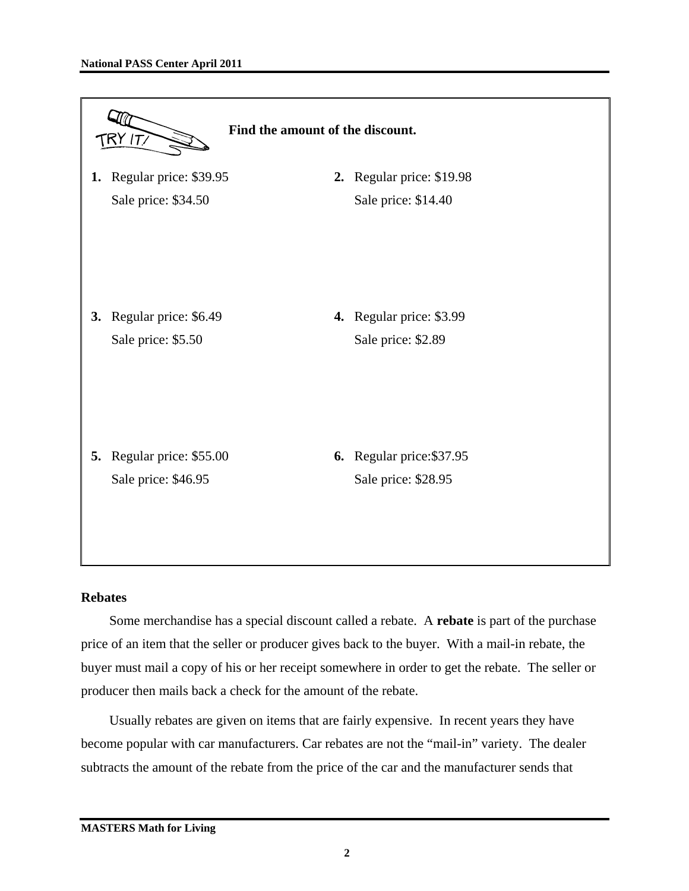**TRY IT!** **Find the amount of the discount.**

**1.** Regular price: $39.95
Sale price: $34.50

**2.** Regular price: $19.98
Sale price: $14.40

**3.** Regular price: $6.49
Sale price: $5.50

**4.** Regular price: $3.99
Sale price: $2.89

**5.** Regular price: $55.00
Sale price: $46.95

**6.** Regular price:$37.95
Sale price: $28.95

## Rebates

Some merchandise has a special discount called a rebate. A **rebate** is part of the purchase price of an item that the seller or producer gives back to the buyer. With a mail-in rebate, the buyer must mail a copy of his or her receipt somewhere in order to get the rebate. The seller or producer then mails back a check for the amount of the rebate.

Usually rebates are given on items that are fairly expensive. In recent years they have become popular with car manufacturers. Car rebates are not the "mail-in" variety. The dealer subtracts the amount of the rebate from the price of the car and the manufacturer sends that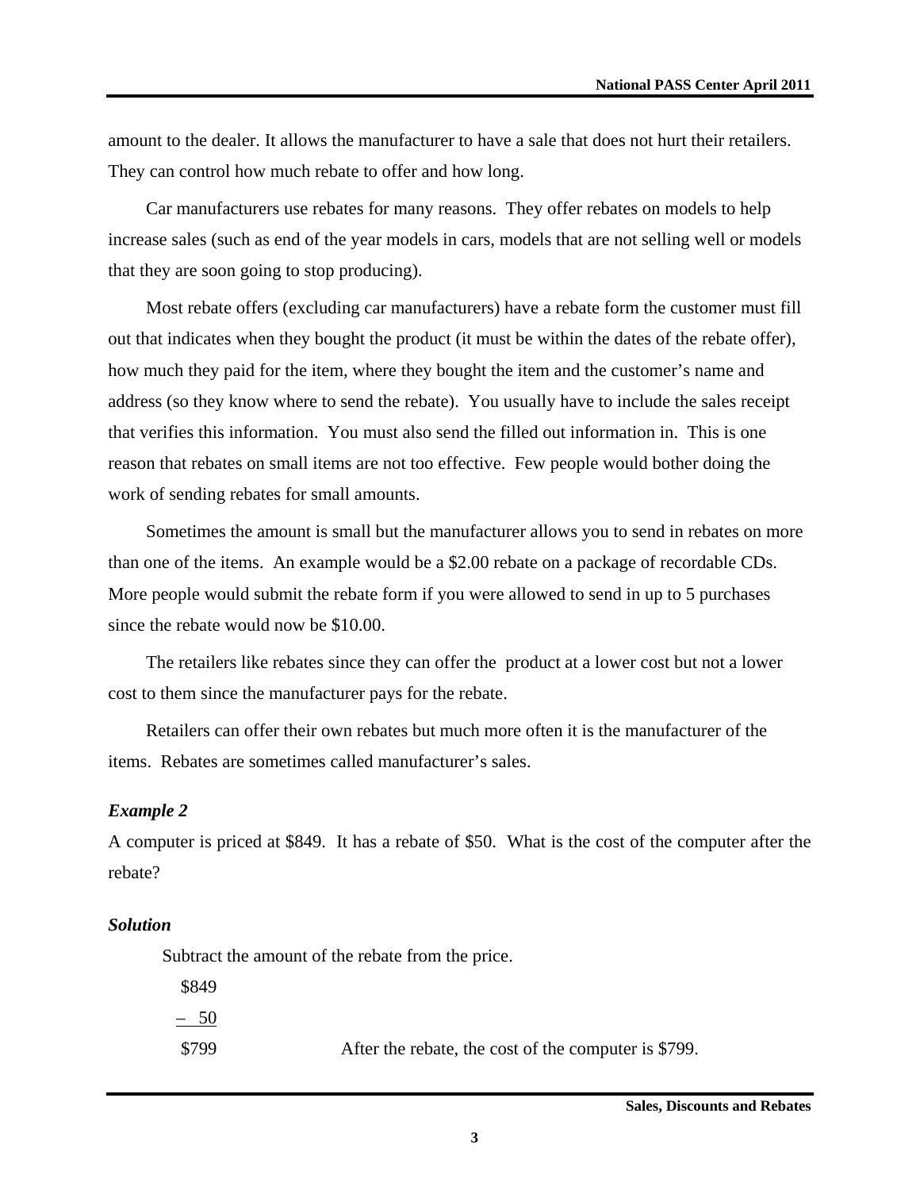amount to the dealer. It allows the manufacturer to have a sale that does not hurt their retailers. They can control how much rebate to offer and how long.

Car manufacturers use rebates for many reasons. They offer rebates on models to help increase sales (such as end of the year models in cars, models that are not selling well or models that they are soon going to stop producing).

Most rebate offers (excluding car manufacturers) have a rebate form the customer must fill out that indicates when they bought the product (it must be within the dates of the rebate offer), how much they paid for the item, where they bought the item and the customer's name and address (so they know where to send the rebate). You usually have to include the sales receipt that verifies this information. You must also send the filled out information in. This is one reason that rebates on small items are not too effective. Few people would bother doing the work of sending rebates for small amounts.

Sometimes the amount is small but the manufacturer allows you to send in rebates on more than one of the items. An example would be a $2.00 rebate on a package of recordable CDs. More people would submit the rebate form if you were allowed to send in up to 5 purchases since the rebate would now be $10.00.

The retailers like rebates since they can offer the product at a lower cost but not a lower cost to them since the manufacturer pays for the rebate.

Retailers can offer their own rebates but much more often it is the manufacturer of the items. Rebates are sometimes called manufacturer's sales.

### *Example 2*

A computer is priced at $849. It has a rebate of $50. What is the cost of the computer after the rebate?

### *Solution*

Subtract the amount of the rebate from the price.

```
  $849
–   50
  $799
```

After the rebate, the cost of the computer is $799.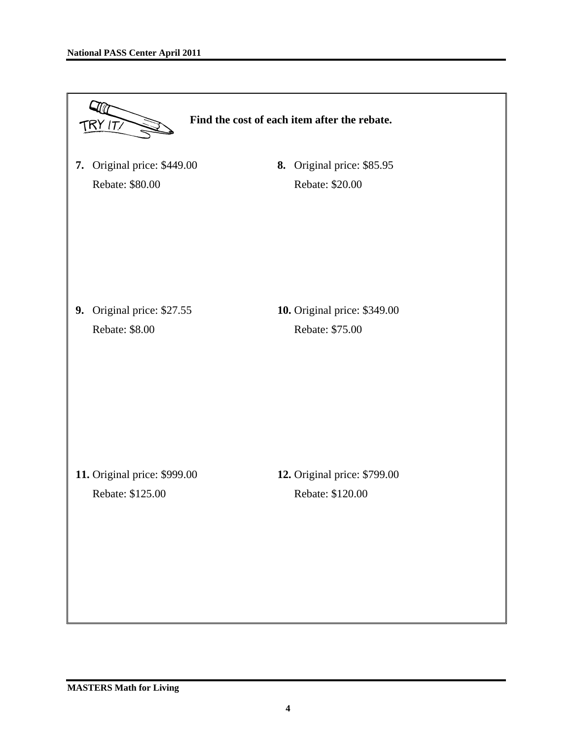**TRY IT!** **Find the cost of each item after the rebate.**

**7.** Original price: $449.00
Rebate: $80.00

**8.** Original price: $85.95
Rebate: $20.00

**9.** Original price: $27.55
Rebate: $8.00

**10.** Original price: $349.00
Rebate: $75.00

**11.** Original price: $999.00
Rebate: $125.00

**12.** Original price: $799.00
Rebate: $120.00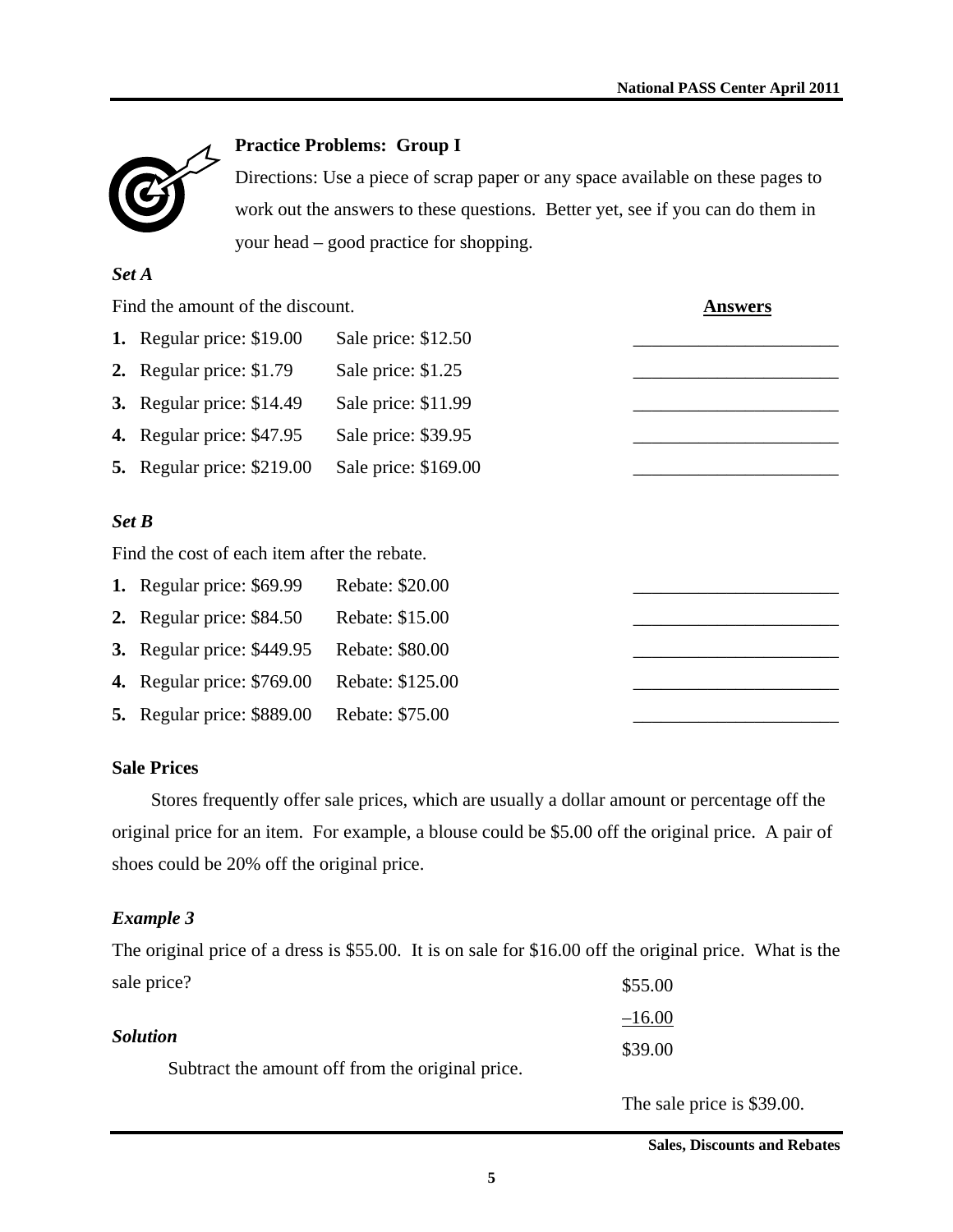### Practice Problems: Group I

Directions: Use a piece of scrap paper or any space available on these pages to work out the answers to these questions. Better yet, see if you can do them in your head – good practice for shopping.

*Set A*

Find the amount of the discount.

| | | | Answers |
|---|---|---|---|
| **1.** | Regular price: $19.00 | Sale price: $12.50 | ______________________ |
| **2.** | Regular price: $1.79 | Sale price: $1.25 | ______________________ |
| **3.** | Regular price: $14.49 | Sale price: $11.99 | ______________________ |
| **4.** | Regular price: $47.95 | Sale price: $39.95 | ______________________ |
| **5.** | Regular price: $219.00 | Sale price: $169.00 | ______________________ |

*Set B*

Find the cost of each item after the rebate.

| | | | |
|---|---|---|---|
| **1.** | Regular price: $69.99 | Rebate: $20.00 | ______________________ |
| **2.** | Regular price: $84.50 | Rebate: $15.00 | ______________________ |
| **3.** | Regular price: $449.95 | Rebate: $80.00 | ______________________ |
| **4.** | Regular price: $769.00 | Rebate: $125.00 | ______________________ |
| **5.** | Regular price: $889.00 | Rebate: $75.00 | ______________________ |

**Sale Prices**

Stores frequently offer sale prices, which are usually a dollar amount or percentage off the original price for an item. For example, a blouse could be $5.00 off the original price. A pair of shoes could be 20% off the original price.

*Example 3*

The original price of a dress is $55.00. It is on sale for $16.00 off the original price. What is the sale price?

*Solution*

Subtract the amount off from the original price.

```
 $55.00
–16.00
 $39.00
```

The sale price is $39.00.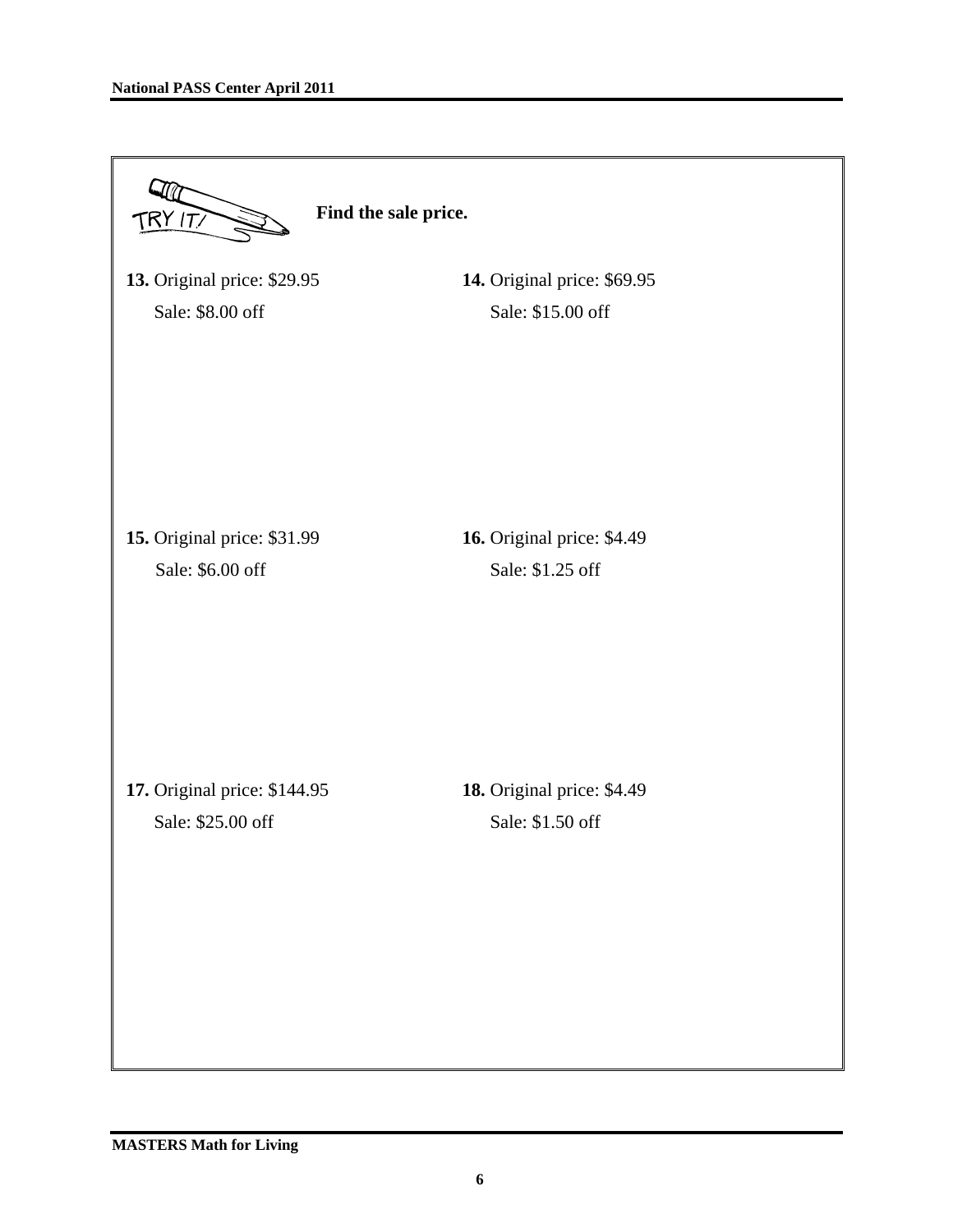TRY IT!

**Find the sale price.**

**13.** Original price: $29.95
Sale: $8.00 off

**14.** Original price: $69.95
Sale: $15.00 off

**15.** Original price: $31.99
Sale: $6.00 off

**16.** Original price: $4.49
Sale: $1.25 off

**17.** Original price: $144.95
Sale: $25.00 off

**18.** Original price: $4.49
Sale: $1.50 off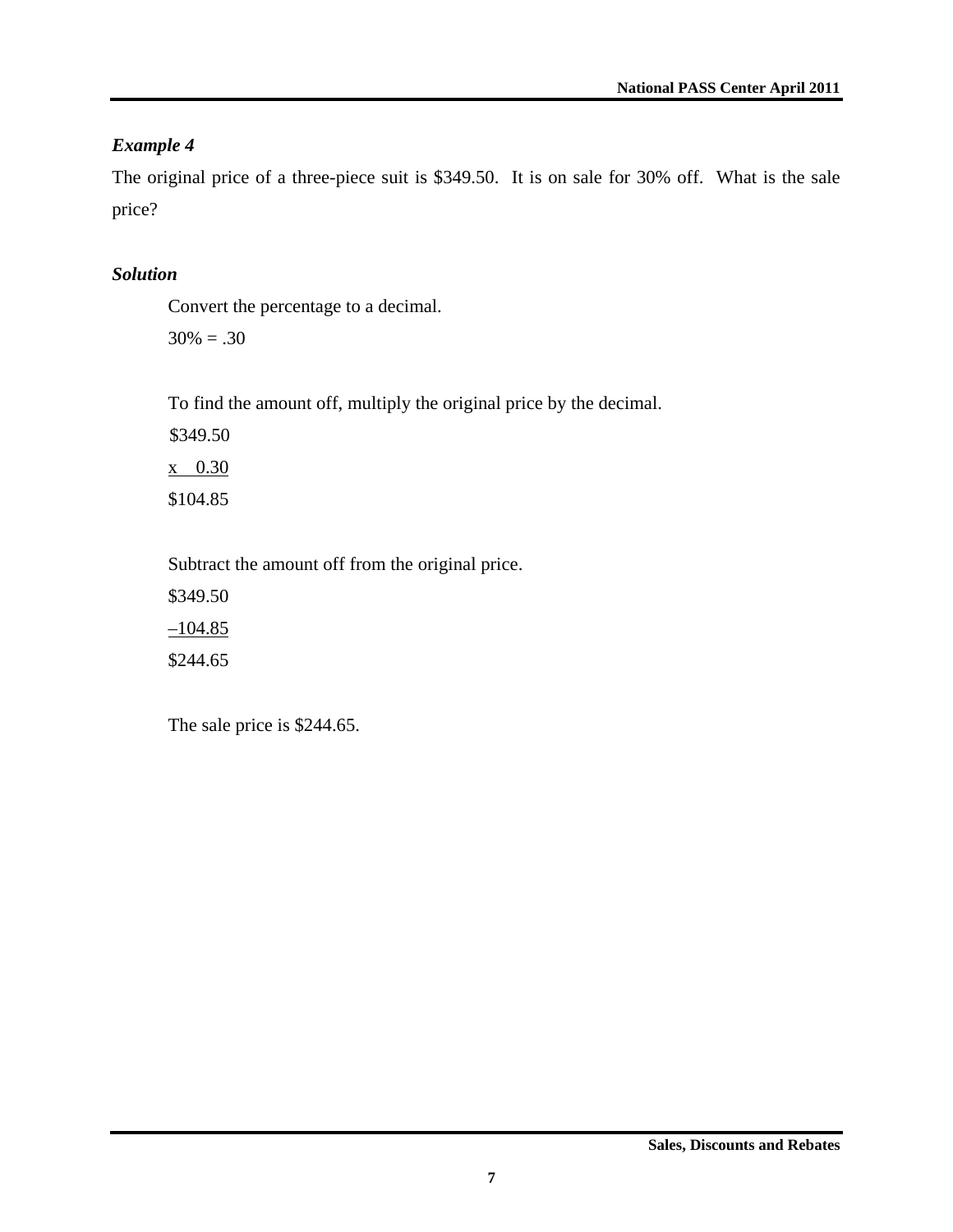### *Example 4*

The original price of a three-piece suit is $349.50. It is on sale for 30% off. What is the sale price?

### *Solution*

Convert the percentage to a decimal.

30% = .30

To find the amount off, multiply the original price by the decimal.

$$
\begin{array}{r}
\$349.50 \\
\underline{\text{x} \quad 0.30} \\
\$104.85
\end{array}
$$

Subtract the amount off from the original price.

$$
\begin{array}{r}
\$349.50 \\
\underline{-104.85} \\
\$244.65
\end{array}
$$

The sale price is $244.65.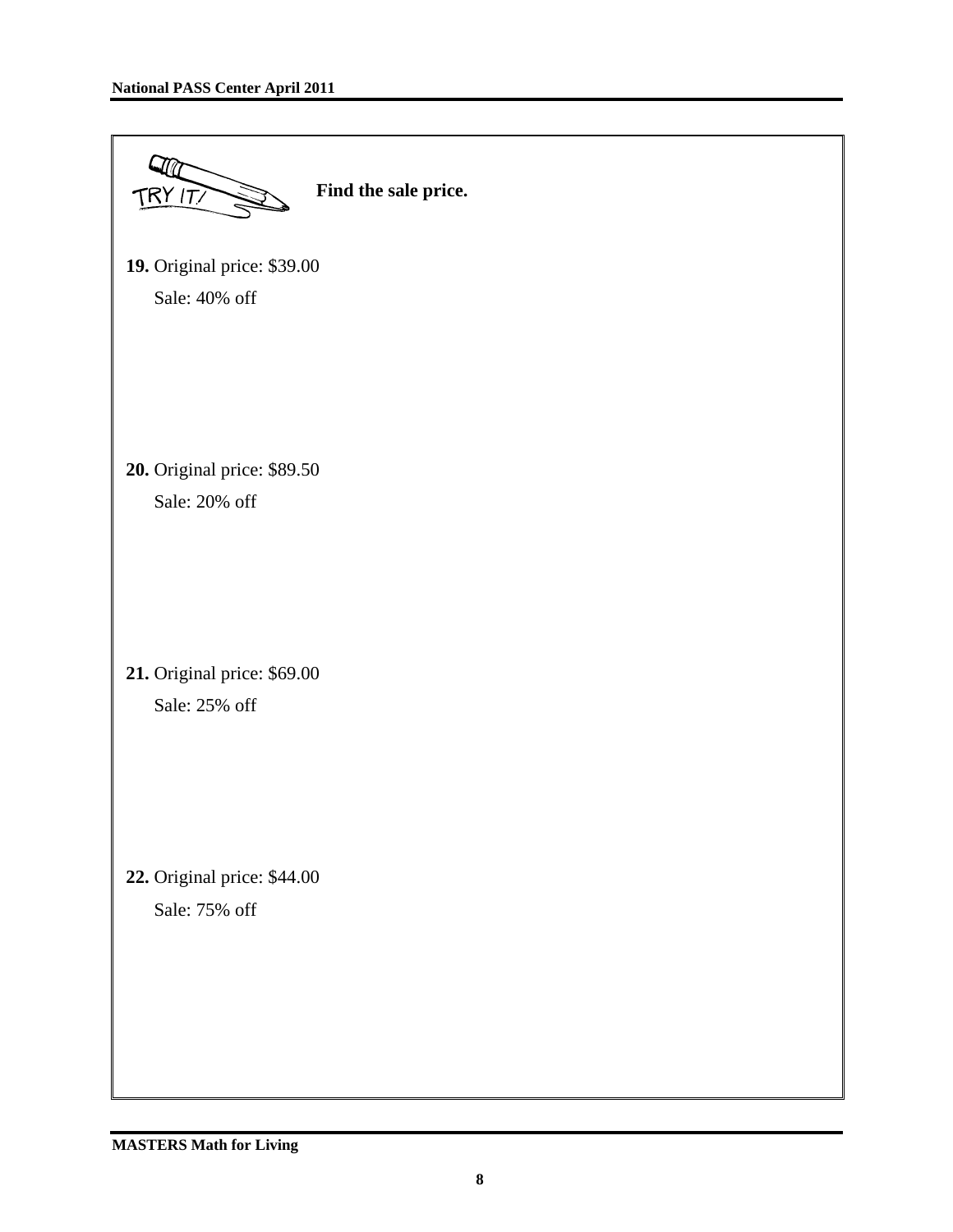TRY IT!

**Find the sale price.**

**19.** Original price: $39.00

Sale: 40% off

**20.** Original price: $89.50

Sale: 20% off

**21.** Original price: $69.00

Sale: 25% off

**22.** Original price: $44.00

Sale: 75% off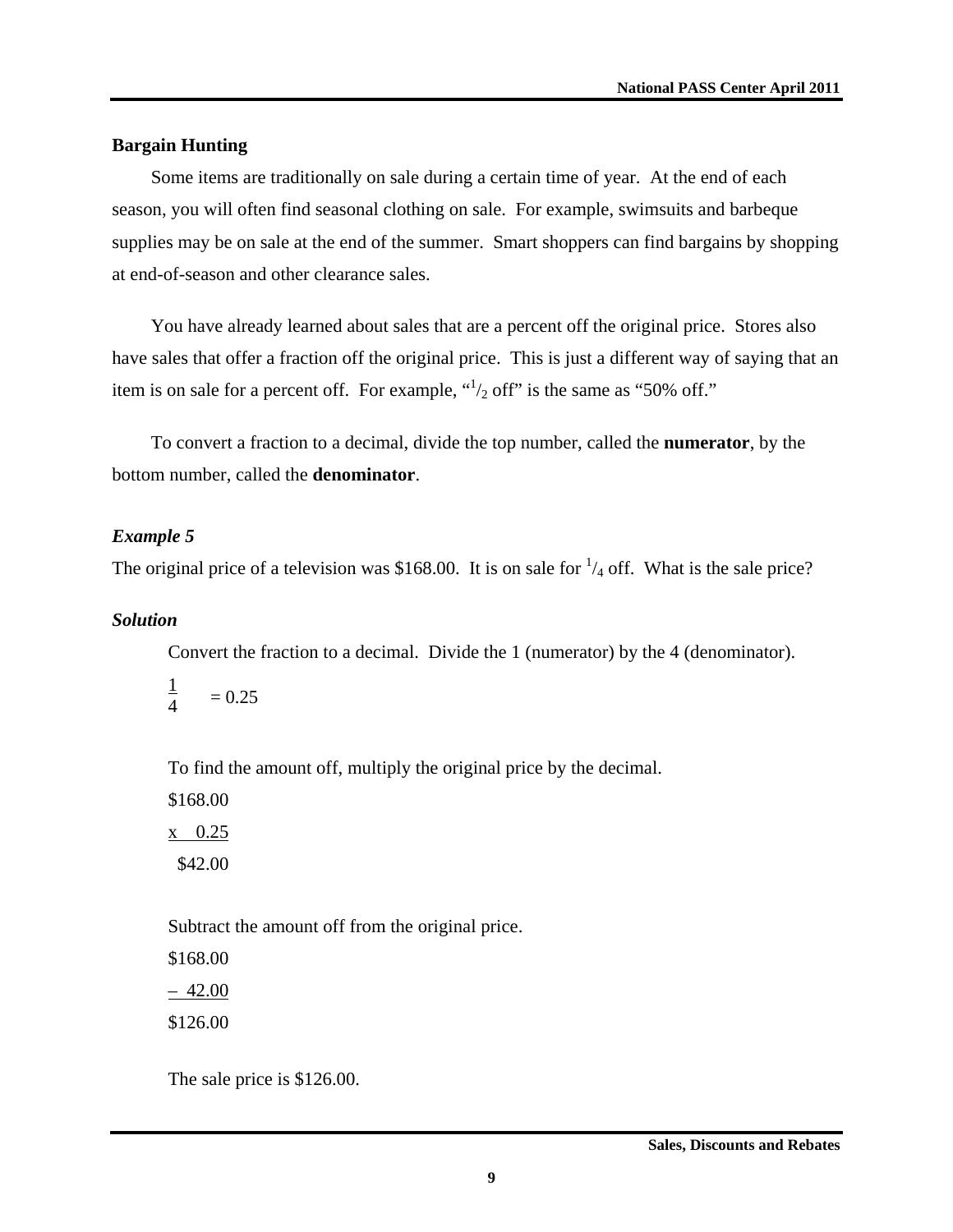## Bargain Hunting

Some items are traditionally on sale during a certain time of year. At the end of each season, you will often find seasonal clothing on sale. For example, swimsuits and barbeque supplies may be on sale at the end of the summer. Smart shoppers can find bargains by shopping at end-of-season and other clearance sales.

You have already learned about sales that are a percent off the original price. Stores also have sales that offer a fraction off the original price. This is just a different way of saying that an item is on sale for a percent off. For example, "$^1/_2$ off" is the same as "50% off."

To convert a fraction to a decimal, divide the top number, called the **numerator**, by the bottom number, called the **denominator**.

### *Example 5*

The original price of a television was \$168.00. It is on sale for $^1/_4$ off. What is the sale price?

### *Solution*

Convert the fraction to a decimal. Divide the 1 (numerator) by the 4 (denominator).

$$\frac{1}{4} = 0.25$$

To find the amount off, multiply the original price by the decimal.

```
$168.00
x  0.25
 $42.00
```

Subtract the amount off from the original price.

```
$168.00
– 42.00
$126.00
```

The sale price is \$126.00.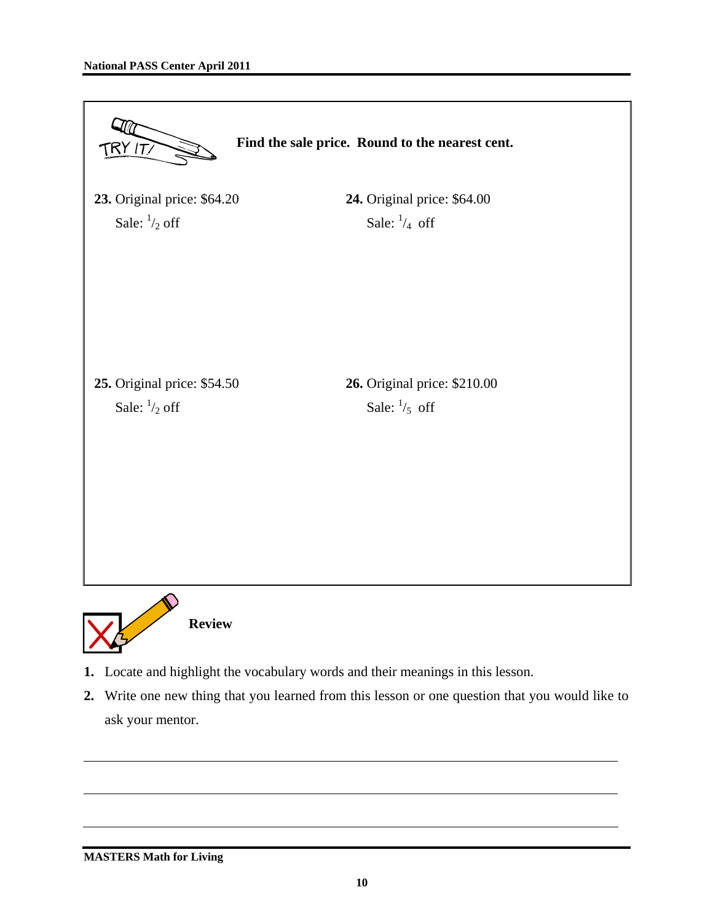TRY IT!

**Find the sale price. Round to the nearest cent.**

**23.** Original price: $64.20
Sale: $^1/_2$ off

**24.** Original price: $64.00
Sale: $^1/_4$ off

**25.** Original price: $54.50
Sale: $^1/_2$ off

**26.** Original price: $210.00
Sale: $^1/_5$ off

**Review**

1. Locate and highlight the vocabulary words and their meanings in this lesson.
2. Write one new thing that you learned from this lesson or one question that you would like to ask your mentor.

______________________________________________________________________________

______________________________________________________________________________

______________________________________________________________________________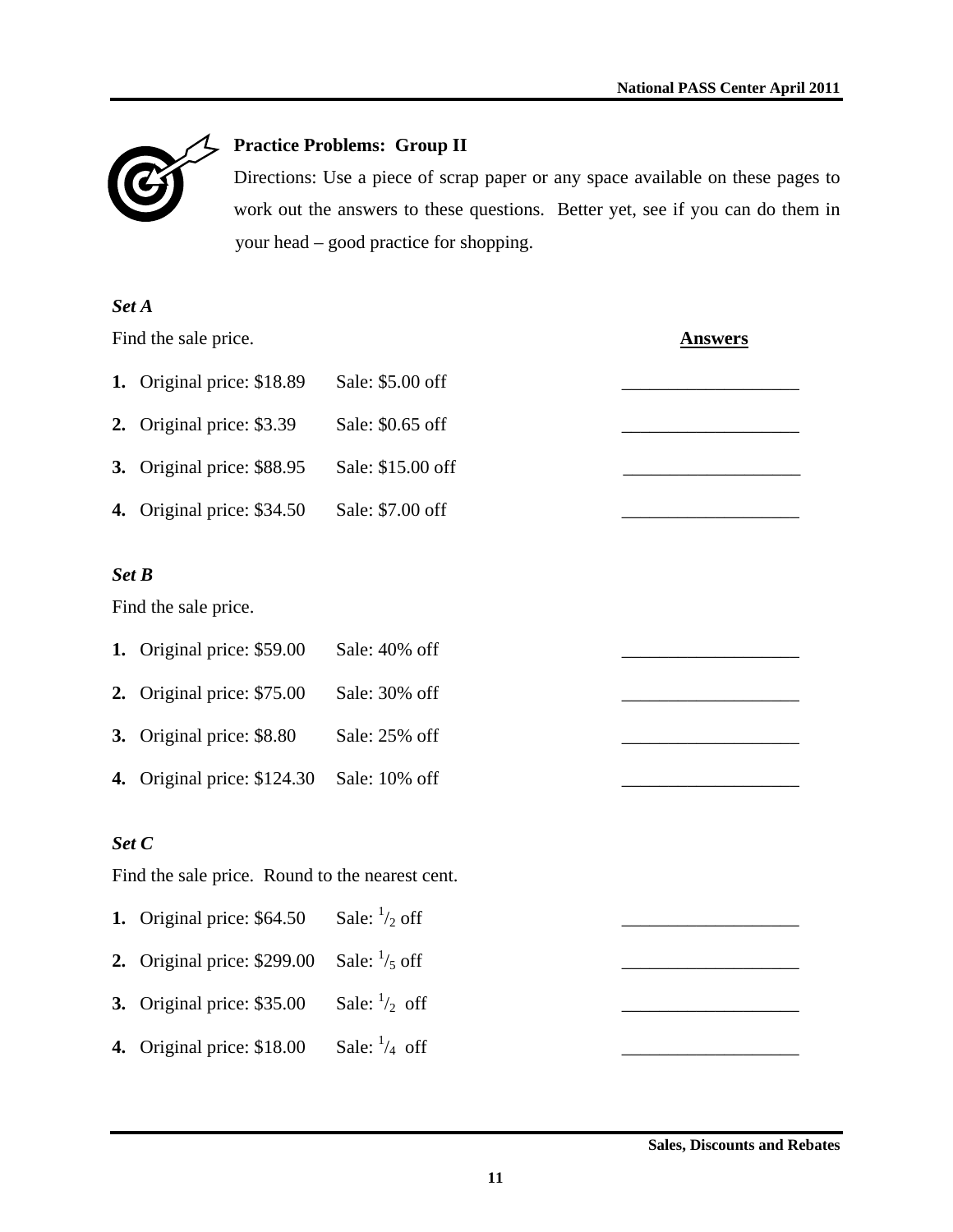## Practice Problems: Group II

Directions: Use a piece of scrap paper or any space available on these pages to work out the answers to these questions. Better yet, see if you can do them in your head – good practice for shopping.

### *Set A*

Find the sale price.

| | Original price | Sale | Answers |
|---|---|---|---|
| **1.** | Original price: $18.89 | Sale: $5.00 off | __________________ |
| **2.** | Original price: $3.39 | Sale: $0.65 off | __________________ |
| **3.** | Original price: $88.95 | Sale: $15.00 off | __________________ |
| **4.** | Original price: $34.50 | Sale: $7.00 off | __________________ |

### *Set B*

Find the sale price.

| | Original price | Sale | Answers |
|---|---|---|---|
| **1.** | Original price: $59.00 | Sale: 40% off | __________________ |
| **2.** | Original price: $75.00 | Sale: 30% off | __________________ |
| **3.** | Original price: $8.80 | Sale: 25% off | __________________ |
| **4.** | Original price: $124.30 | Sale: 10% off | __________________ |

### *Set C*

Find the sale price. Round to the nearest cent.

| | Original price | Sale | Answers |
|---|---|---|---|
| **1.** | Original price: $64.50 | Sale: $^1/_2$ off | __________________ |
| **2.** | Original price: $299.00 | Sale: $^1/_5$ off | __________________ |
| **3.** | Original price: $35.00 | Sale: $^1/_2$ off | __________________ |
| **4.** | Original price: $18.00 | Sale: $^1/_4$ off | __________________ |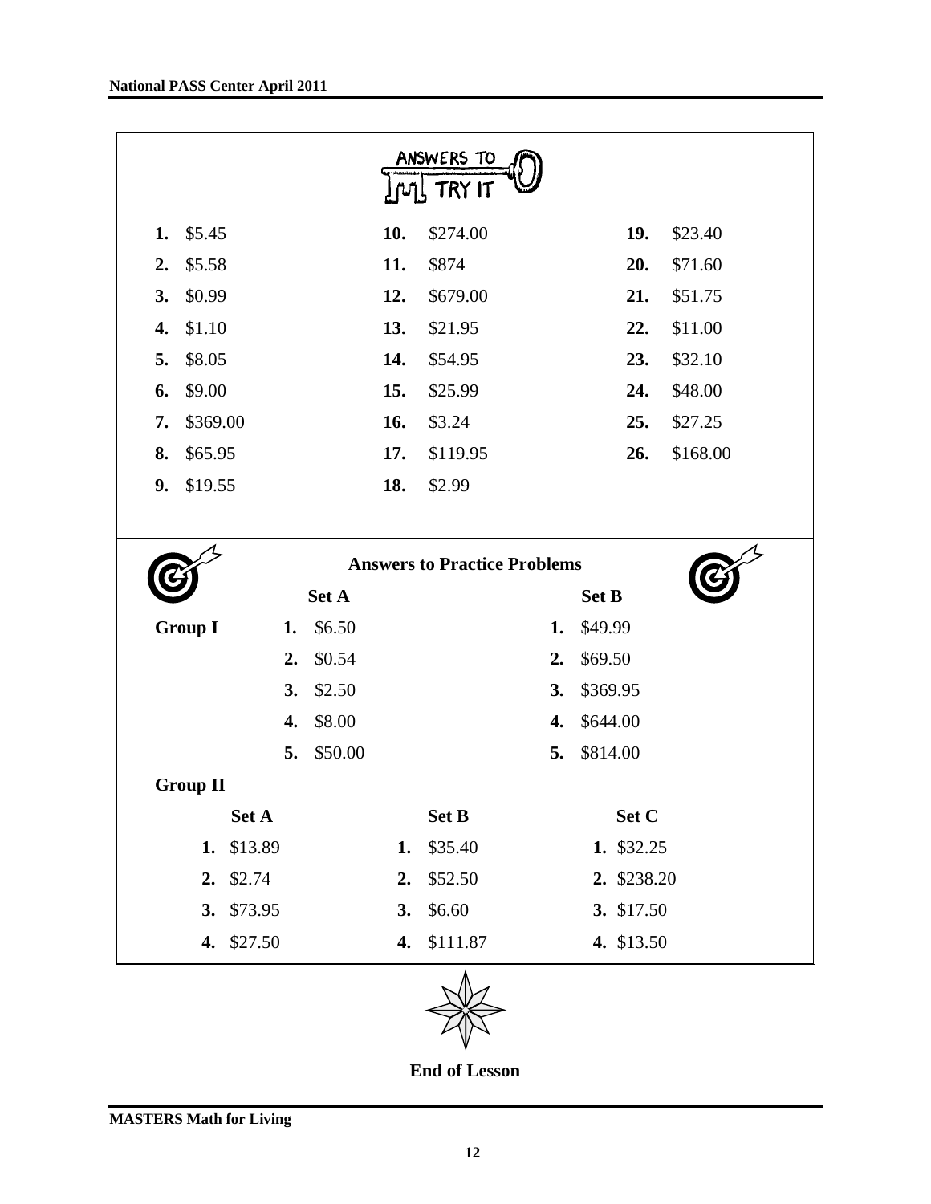## ANSWERS TO TRY IT

| | | | | | |
|---|---|---|---|---|---|
| **1.** | $5.45 | **10.** | $274.00 | **19.** | $23.40 |
| **2.** | $5.58 | **11.** | $874 | **20.** | $71.60 |
| **3.** | $0.99 | **12.** | $679.00 | **21.** | $51.75 |
| **4.** | $1.10 | **13.** | $21.95 | **22.** | $11.00 |
| **5.** | $8.05 | **14.** | $54.95 | **23.** | $32.10 |
| **6.** | $9.00 | **15.** | $25.99 | **24.** | $48.00 |
| **7.** | $369.00 | **16.** | $3.24 | **25.** | $27.25 |
| **8.** | $65.95 | **17.** | $119.95 | **26.** | $168.00 |
| **9.** | $19.55 | **18.** | $2.99 | | |

## Answers to Practice Problems

**Group I**

| | Set A | Set B |
|---|---|---|
| **1.** | $6.50 | $49.99 |
| **2.** | $0.54 | $69.50 |
| **3.** | $2.50 | $369.95 |
| **4.** | $8.00 | $644.00 |
| **5.** | $50.00 | $814.00 |

**Group II**

| | Set A | Set B | Set C |
|---|---|---|---|
| **1.** | $13.89 | $35.40 | $32.25 |
| **2.** | $2.74 | $52.50 | $238.20 |
| **3.** | $73.95 | $6.60 | $17.50 |
| **4.** | $27.50 | $111.87 | $13.50 |

**End of Lesson**